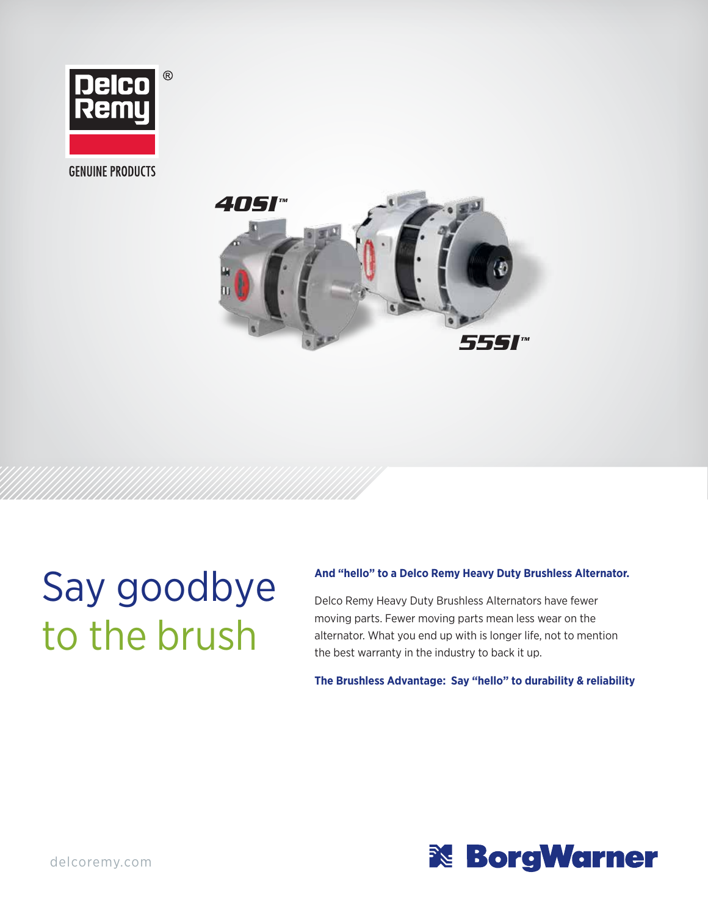Delco Remy®

GENUINE PRODUCTS

40SI™

55SI™

# Say goodbye to the brush

**And "hello" to a Delco Remy Heavy Duty Brushless Alternator.**

Delco Remy Heavy Duty Brushless Alternators have fewer moving parts. Fewer moving parts mean less wear on the alternator. What you end up with is longer life, not to mention the best warranty in the industry to back it up.

**The Brushless Advantage: Say "hello" to durability & reliability**

delcoremy.com

BorgWarner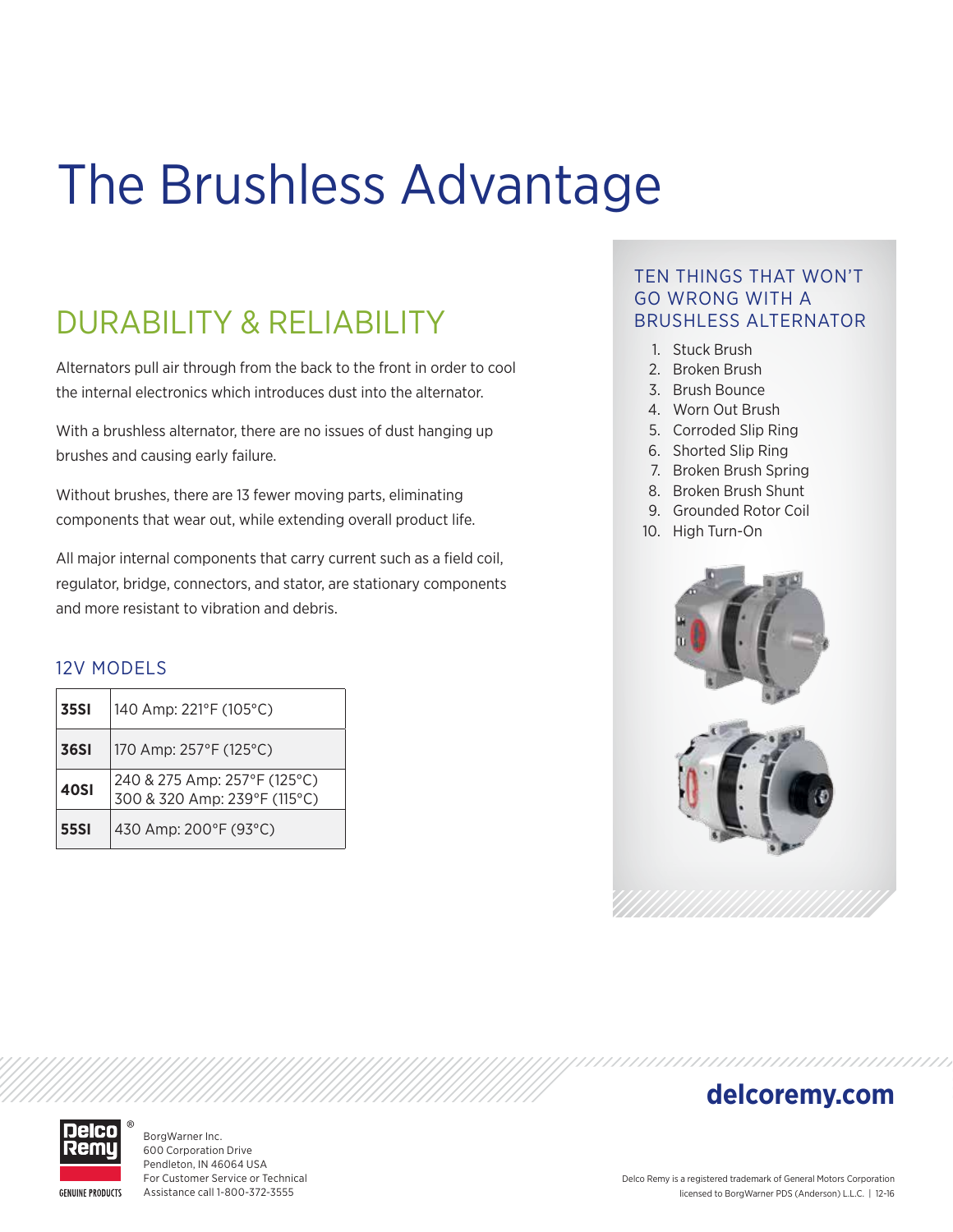# The Brushless Advantage

## DURABILITY & RELIABILITY

Alternators pull air through from the back to the front in order to cool the internal electronics which introduces dust into the alternator.

With a brushless alternator, there are no issues of dust hanging up brushes and causing early failure.

Without brushes, there are 13 fewer moving parts, eliminating components that wear out, while extending overall product life.

All major internal components that carry current such as a field coil, regulator, bridge, connectors, and stator, are stationary components and more resistant to vibration and debris.

### 12V MODELS

| | |
|---|---|
| **35SI** | 140 Amp: 221°F (105°C) |
| **36SI** | 170 Amp: 257°F (125°C) |
| **40SI** | 240 & 275 Amp: 257°F (125°C)<br>300 & 320 Amp: 239°F (115°C) |
| **55SI** | 430 Amp: 200°F (93°C) |

### TEN THINGS THAT WON'T GO WRONG WITH A BRUSHLESS ALTERNATOR

1. Stuck Brush
2. Broken Brush
3. Brush Bounce
4. Worn Out Brush
5. Corroded Slip Ring
6. Shorted Slip Ring
7. Broken Brush Spring
8. Broken Brush Shunt
9. Grounded Rotor Coil
10. High Turn-On

**delcoremy.com**

Delco Remy® GENUINE PRODUCTS

BorgWarner Inc.
600 Corporation Drive
Pendleton, IN 46064 USA
For Customer Service or Technical Assistance call 1-800-372-3555

Delco Remy is a registered trademark of General Motors Corporation licensed to BorgWarner PDS (Anderson) L.L.C. | 12-16